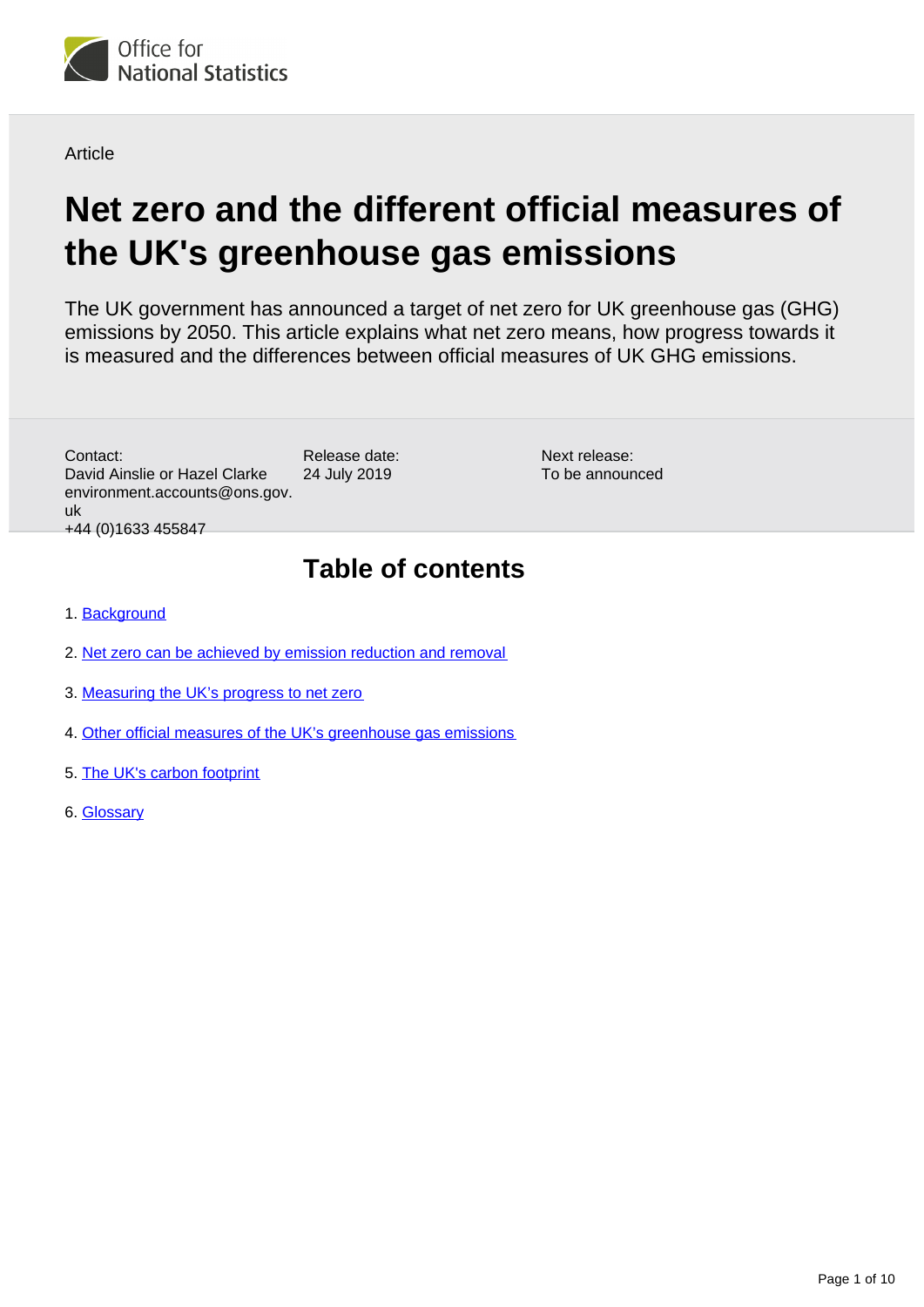Office for National Statistics

Article

# Net zero and the different official measures of the UK's greenhouse gas emissions

The UK government has announced a target of net zero for UK greenhouse gas (GHG) emissions by 2050. This article explains what net zero means, how progress towards it is measured and the differences between official measures of UK GHG emissions.

Contact:
David Ainslie or Hazel Clarke
environment.accounts@ons.gov.uk
+44 (0)1633 455847

Release date:
24 July 2019

Next release:
To be announced

## Table of contents

1. Background
2. Net zero can be achieved by emission reduction and removal
3. Measuring the UK's progress to net zero
4. Other official measures of the UK's greenhouse gas emissions
5. The UK's carbon footprint
6. Glossary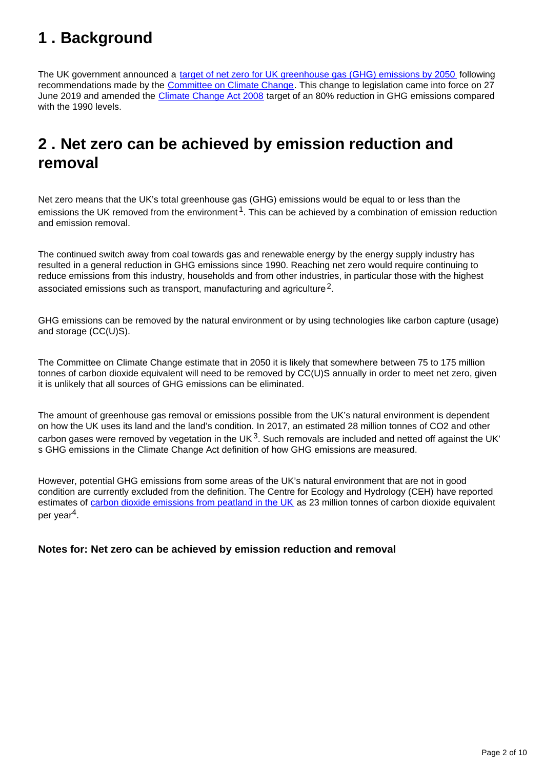## 1 . Background

The UK government announced a target of net zero for UK greenhouse gas (GHG) emissions by 2050 following recommendations made by the Committee on Climate Change. This change to legislation came into force on 27 June 2019 and amended the Climate Change Act 2008 target of an 80% reduction in GHG emissions compared with the 1990 levels.

## 2 . Net zero can be achieved by emission reduction and removal

Net zero means that the UK's total greenhouse gas (GHG) emissions would be equal to or less than the emissions the UK removed from the environment[1]. This can be achieved by a combination of emission reduction and emission removal.

The continued switch away from coal towards gas and renewable energy by the energy supply industry has resulted in a general reduction in GHG emissions since 1990. Reaching net zero would require continuing to reduce emissions from this industry, households and from other industries, in particular those with the highest associated emissions such as transport, manufacturing and agriculture[2].

GHG emissions can be removed by the natural environment or by using technologies like carbon capture (usage) and storage (CC(U)S).

The Committee on Climate Change estimate that in 2050 it is likely that somewhere between 75 to 175 million tonnes of carbon dioxide equivalent will need to be removed by CC(U)S annually in order to meet net zero, given it is unlikely that all sources of GHG emissions can be eliminated.

The amount of greenhouse gas removal or emissions possible from the UK's natural environment is dependent on how the UK uses its land and the land's condition. In 2017, an estimated 28 million tonnes of $CO_2$ and other carbon gases were removed by vegetation in the UK[3]. Such removals are included and netted off against the UK's GHG emissions in the Climate Change Act definition of how GHG emissions are measured.

However, potential GHG emissions from some areas of the UK's natural environment that are not in good condition are currently excluded from the definition. The Centre for Ecology and Hydrology (CEH) have reported estimates of carbon dioxide emissions from peatland in the UK as 23 million tonnes of carbon dioxide equivalent per year[4].

#### Notes for: Net zero can be achieved by emission reduction and removal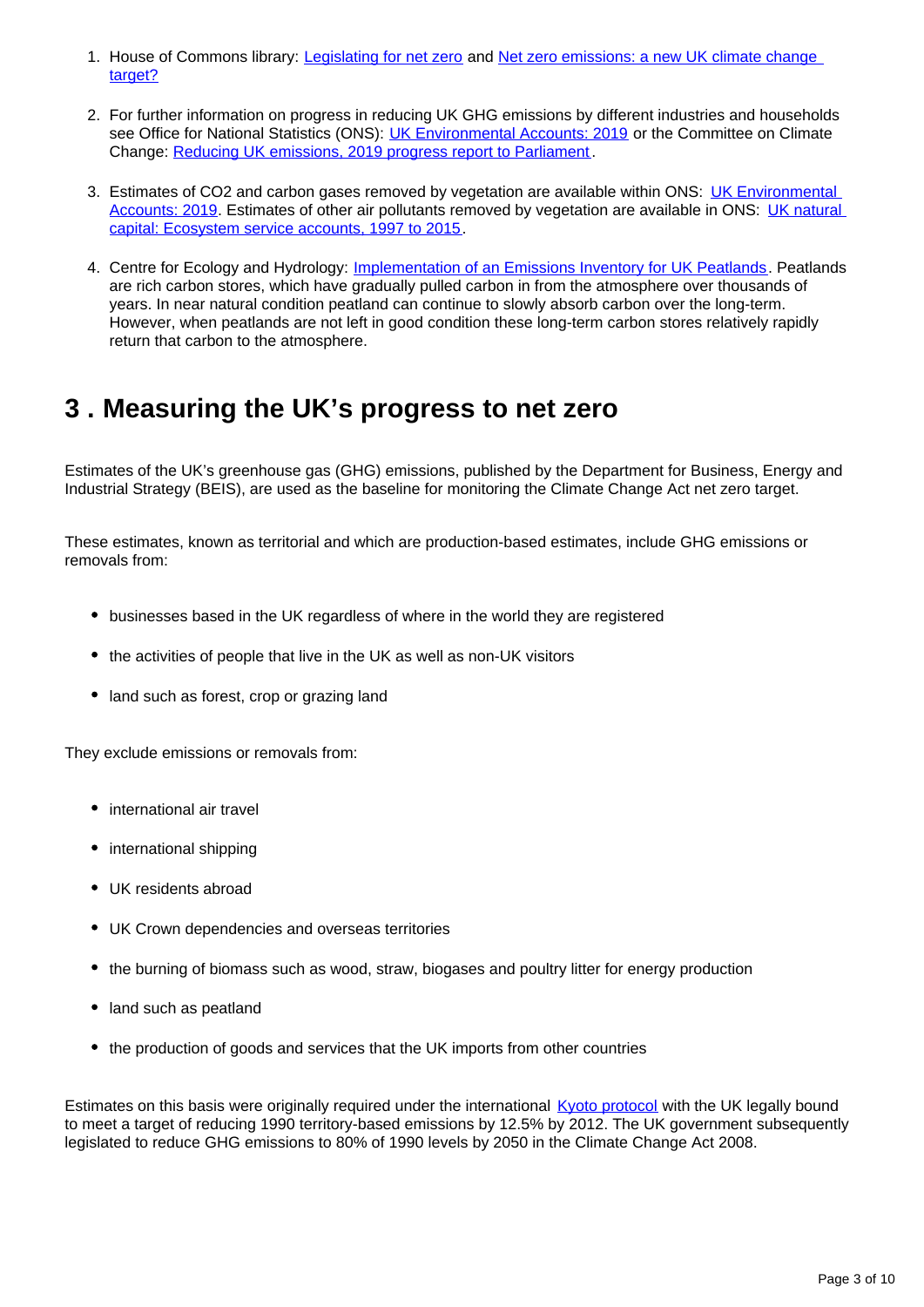1. House of Commons library: Legislating for net zero and Net zero emissions: a new UK climate change target?

2. For further information on progress in reducing UK GHG emissions by different industries and households see Office for National Statistics (ONS): UK Environmental Accounts: 2019 or the Committee on Climate Change: Reducing UK emissions, 2019 progress report to Parliament.

3. Estimates of CO2 and carbon gases removed by vegetation are available within ONS: UK Environmental Accounts: 2019. Estimates of other air pollutants removed by vegetation are available in ONS: UK natural capital: Ecosystem service accounts, 1997 to 2015.

4. Centre for Ecology and Hydrology: Implementation of an Emissions Inventory for UK Peatlands. Peatlands are rich carbon stores, which have gradually pulled carbon in from the atmosphere over thousands of years. In near natural condition peatland can continue to slowly absorb carbon over the long-term. However, when peatlands are not left in good condition these long-term carbon stores relatively rapidly return that carbon to the atmosphere.

## 3 . Measuring the UK's progress to net zero

Estimates of the UK's greenhouse gas (GHG) emissions, published by the Department for Business, Energy and Industrial Strategy (BEIS), are used as the baseline for monitoring the Climate Change Act net zero target.

These estimates, known as territorial and which are production-based estimates, include GHG emissions or removals from:

- businesses based in the UK regardless of where in the world they are registered
- the activities of people that live in the UK as well as non-UK visitors
- land such as forest, crop or grazing land

They exclude emissions or removals from:

- international air travel
- international shipping
- UK residents abroad
- UK Crown dependencies and overseas territories
- the burning of biomass such as wood, straw, biogases and poultry litter for energy production
- land such as peatland
- the production of goods and services that the UK imports from other countries

Estimates on this basis were originally required under the international Kyoto protocol with the UK legally bound to meet a target of reducing 1990 territory-based emissions by 12.5% by 2012. The UK government subsequently legislated to reduce GHG emissions to 80% of 1990 levels by 2050 in the Climate Change Act 2008.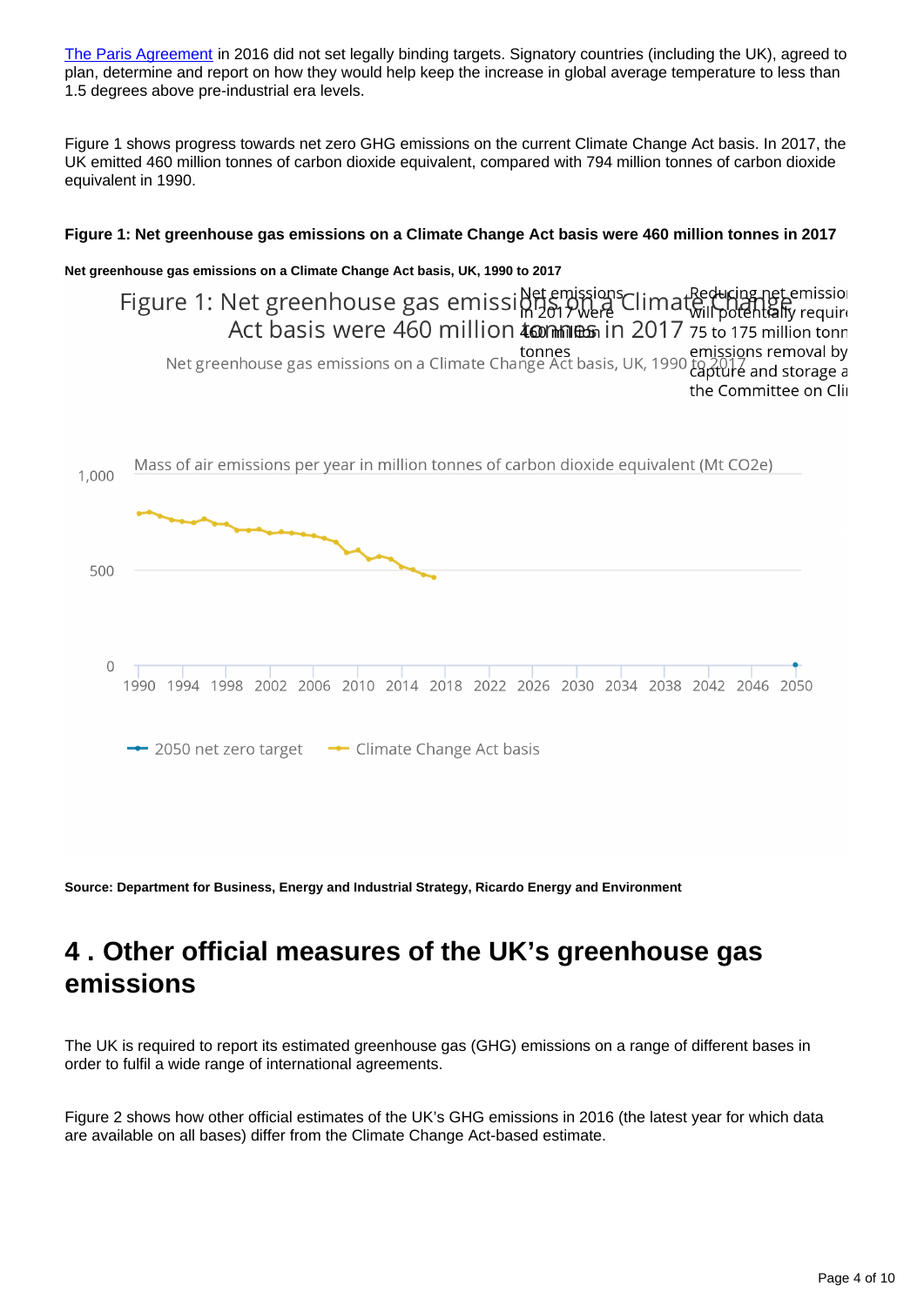[The Paris Agreement](#) in 2016 did not set legally binding targets. Signatory countries (including the UK), agreed to plan, determine and report on how they would help keep the increase in global average temperature to less than 1.5 degrees above pre-industrial era levels.

Figure 1 shows progress towards net zero GHG emissions on the current Climate Change Act basis. In 2017, the UK emitted 460 million tonnes of carbon dioxide equivalent, compared with 794 million tonnes of carbon dioxide equivalent in 1990.

**Figure 1: Net greenhouse gas emissions on a Climate Change Act basis were 460 million tonnes in 2017**

**Net greenhouse gas emissions on a Climate Change Act basis, UK, 1990 to 2017**

Figure 1: Net greenhouse gas emissions on a Climate Change Act basis were 460 million tonnes in 2017

Net greenhouse gas emissions on a Climate Change Act basis, UK, 1990 to 2017

Net emissions in 2017 were 460 million tonnes

Reducing net emissions will potentially require 75 to 175 million tonnes emissions removal by capture and storage according to the Committee on Climate Change

Mass of air emissions per year in million tonnes of carbon dioxide equivalent (Mt CO2e)

1,000
500
0

1990 1994 1998 2002 2006 2010 2014 2018 2022 2026 2030 2034 2038 2042 2046 2050

2050 net zero target — Climate Change Act basis

**Source: Department for Business, Energy and Industrial Strategy, Ricardo Energy and Environment**

# 4 . Other official measures of the UK's greenhouse gas emissions

The UK is required to report its estimated greenhouse gas (GHG) emissions on a range of different bases in order to fulfil a wide range of international agreements.

Figure 2 shows how other official estimates of the UK's GHG emissions in 2016 (the latest year for which data are available on all bases) differ from the Climate Change Act-based estimate.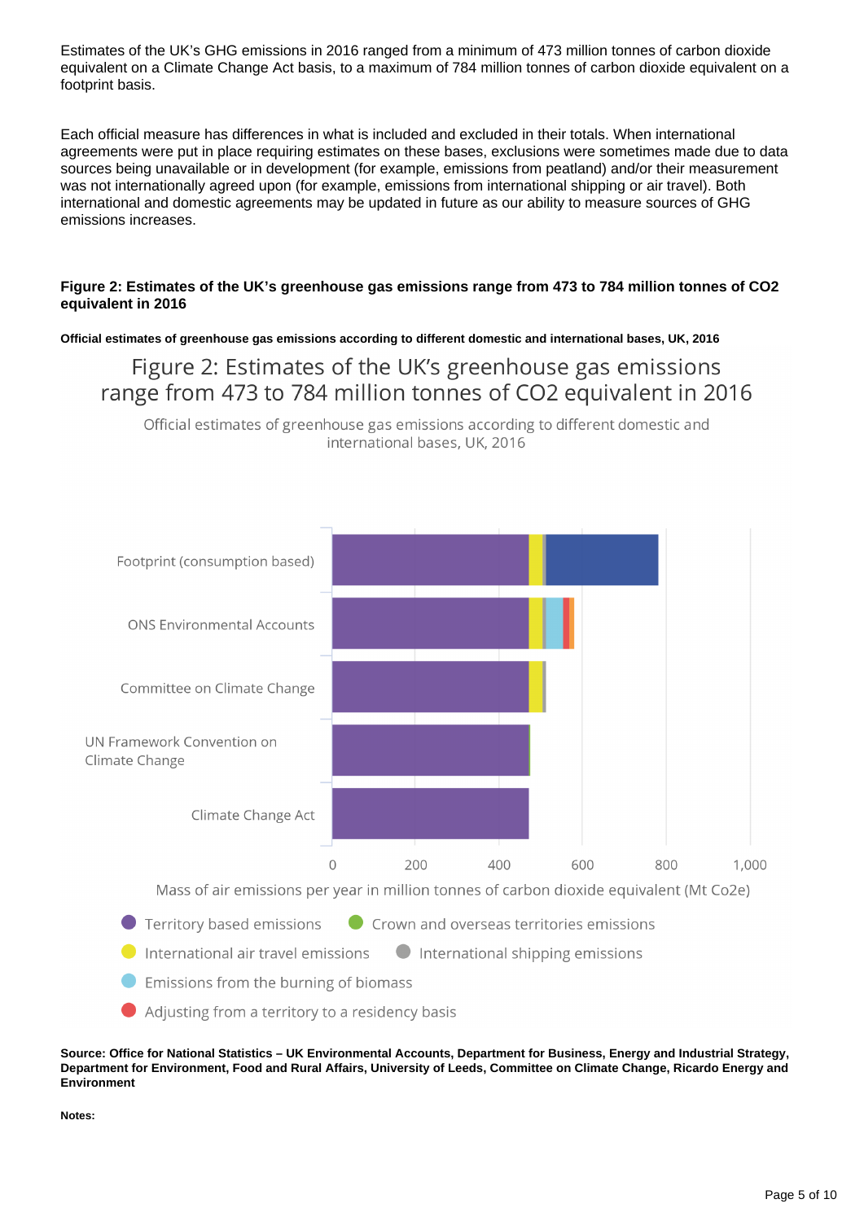Estimates of the UK's GHG emissions in 2016 ranged from a minimum of 473 million tonnes of carbon dioxide equivalent on a Climate Change Act basis, to a maximum of 784 million tonnes of carbon dioxide equivalent on a footprint basis.

Each official measure has differences in what is included and excluded in their totals. When international agreements were put in place requiring estimates on these bases, exclusions were sometimes made due to data sources being unavailable or in development (for example, emissions from peatland) and/or their measurement was not internationally agreed upon (for example, emissions from international shipping or air travel). Both international and domestic agreements may be updated in future as our ability to measure sources of GHG emissions increases.

### Figure 2: Estimates of the UK's greenhouse gas emissions range from 473 to 784 million tonnes of CO2 equivalent in 2016

**Official estimates of greenhouse gas emissions according to different domestic and international bases, UK, 2016**

Figure 2: Estimates of the UK's greenhouse gas emissions range from 473 to 784 million tonnes of CO2 equivalent in 2016

Official estimates of greenhouse gas emissions according to different domestic and international bases, UK, 2016

Footprint (consumption based)

ONS Environmental Accounts

Committee on Climate Change

UN Framework Convention on Climate Change

Climate Change Act

0 200 400 600 800 1,000

Mass of air emissions per year in million tonnes of carbon dioxide equivalent (Mt Co2e)

Territory based emissions
Crown and overseas territories emissions
International air travel emissions
International shipping emissions
Emissions from the burning of biomass
Adjusting from a territory to a residency basis

**Source: Office for National Statistics – UK Environmental Accounts, Department for Business, Energy and Industrial Strategy, Department for Environment, Food and Rural Affairs, University of Leeds, Committee on Climate Change, Ricardo Energy and Environment**

**Notes:**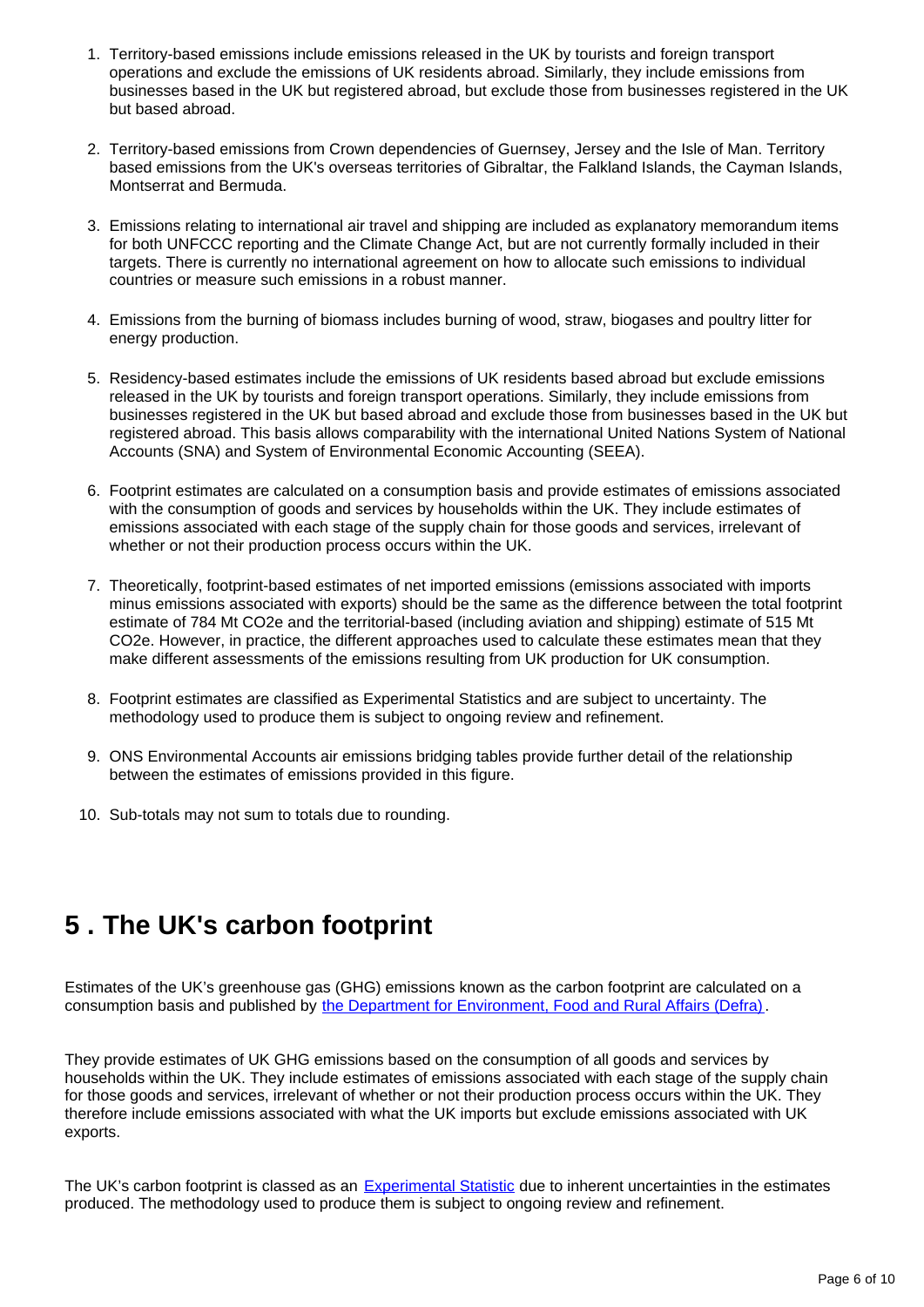1. Territory-based emissions include emissions released in the UK by tourists and foreign transport operations and exclude the emissions of UK residents abroad. Similarly, they include emissions from businesses based in the UK but registered abroad, but exclude those from businesses registered in the UK but based abroad.

2. Territory-based emissions from Crown dependencies of Guernsey, Jersey and the Isle of Man. Territory based emissions from the UK's overseas territories of Gibraltar, the Falkland Islands, the Cayman Islands, Montserrat and Bermuda.

3. Emissions relating to international air travel and shipping are included as explanatory memorandum items for both UNFCCC reporting and the Climate Change Act, but are not currently formally included in their targets. There is currently no international agreement on how to allocate such emissions to individual countries or measure such emissions in a robust manner.

4. Emissions from the burning of biomass includes burning of wood, straw, biogases and poultry litter for energy production.

5. Residency-based estimates include the emissions of UK residents based abroad but exclude emissions released in the UK by tourists and foreign transport operations. Similarly, they include emissions from businesses registered in the UK but based abroad and exclude those from businesses based in the UK but registered abroad. This basis allows comparability with the international United Nations System of National Accounts (SNA) and System of Environmental Economic Accounting (SEEA).

6. Footprint estimates are calculated on a consumption basis and provide estimates of emissions associated with the consumption of goods and services by households within the UK. They include estimates of emissions associated with each stage of the supply chain for those goods and services, irrelevant of whether or not their production process occurs within the UK.

7. Theoretically, footprint-based estimates of net imported emissions (emissions associated with imports minus emissions associated with exports) should be the same as the difference between the total footprint estimate of 784 Mt $CO_2e$ and the territorial-based (including aviation and shipping) estimate of 515 Mt $CO_2e$. However, in practice, the different approaches used to calculate these estimates mean that they make different assessments of the emissions resulting from UK production for UK consumption.

8. Footprint estimates are classified as Experimental Statistics and are subject to uncertainty. The methodology used to produce them is subject to ongoing review and refinement.

9. ONS Environmental Accounts air emissions bridging tables provide further detail of the relationship between the estimates of emissions provided in this figure.

10. Sub-totals may not sum to totals due to rounding.

# 5 . The UK's carbon footprint

Estimates of the UK's greenhouse gas (GHG) emissions known as the carbon footprint are calculated on a consumption basis and published by [the Department for Environment, Food and Rural Affairs (Defra)](#).

They provide estimates of UK GHG emissions based on the consumption of all goods and services by households within the UK. They include estimates of emissions associated with each stage of the supply chain for those goods and services, irrelevant of whether or not their production process occurs within the UK. They therefore include emissions associated with what the UK imports but exclude emissions associated with UK exports.

The UK's carbon footprint is classed as an [Experimental Statistic](#) due to inherent uncertainties in the estimates produced. The methodology used to produce them is subject to ongoing review and refinement.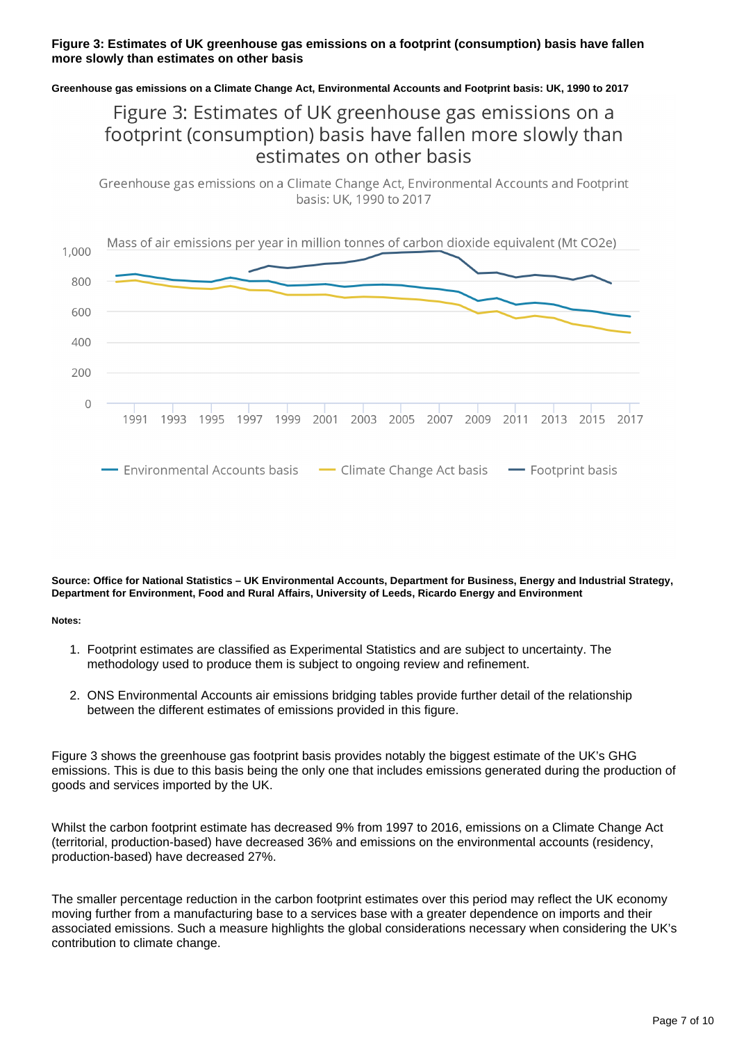**Figure 3: Estimates of UK greenhouse gas emissions on a footprint (consumption) basis have fallen more slowly than estimates on other basis**

**Greenhouse gas emissions on a Climate Change Act, Environmental Accounts and Footprint basis: UK, 1990 to 2017**

**Source: Office for National Statistics – UK Environmental Accounts, Department for Business, Energy and Industrial Strategy, Department for Environment, Food and Rural Affairs, University of Leeds, Ricardo Energy and Environment**

**Notes:**

1. Footprint estimates are classified as Experimental Statistics and are subject to uncertainty. The methodology used to produce them is subject to ongoing review and refinement.

2. ONS Environmental Accounts air emissions bridging tables provide further detail of the relationship between the different estimates of emissions provided in this figure.

Figure 3 shows the greenhouse gas footprint basis provides notably the biggest estimate of the UK's GHG emissions. This is due to this basis being the only one that includes emissions generated during the production of goods and services imported by the UK.

Whilst the carbon footprint estimate has decreased 9% from 1997 to 2016, emissions on a Climate Change Act (territorial, production-based) have decreased 36% and emissions on the environmental accounts (residency, production-based) have decreased 27%.

The smaller percentage reduction in the carbon footprint estimates over this period may reflect the UK economy moving further from a manufacturing base to a services base with a greater dependence on imports and their associated emissions. Such a measure highlights the global considerations necessary when considering the UK's contribution to climate change.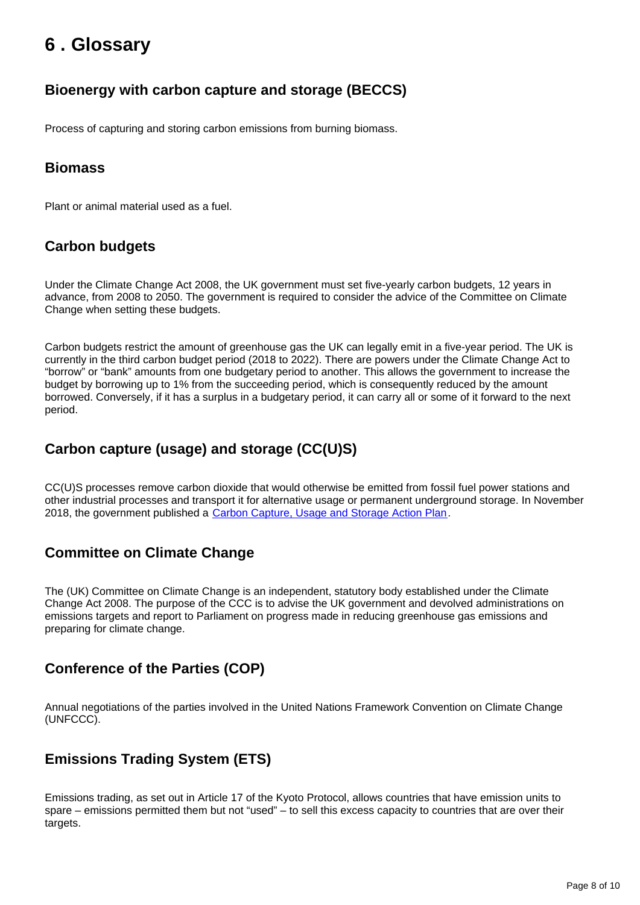# 6 . Glossary

## Bioenergy with carbon capture and storage (BECCS)

Process of capturing and storing carbon emissions from burning biomass.

## Biomass

Plant or animal material used as a fuel.

## Carbon budgets

Under the Climate Change Act 2008, the UK government must set five-yearly carbon budgets, 12 years in advance, from 2008 to 2050. The government is required to consider the advice of the Committee on Climate Change when setting these budgets.

Carbon budgets restrict the amount of greenhouse gas the UK can legally emit in a five-year period. The UK is currently in the third carbon budget period (2018 to 2022). There are powers under the Climate Change Act to "borrow" or "bank" amounts from one budgetary period to another. This allows the government to increase the budget by borrowing up to 1% from the succeeding period, which is consequently reduced by the amount borrowed. Conversely, if it has a surplus in a budgetary period, it can carry all or some of it forward to the next period.

## Carbon capture (usage) and storage (CC(U)S)

CC(U)S processes remove carbon dioxide that would otherwise be emitted from fossil fuel power stations and other industrial processes and transport it for alternative usage or permanent underground storage. In November 2018, the government published a [Carbon Capture, Usage and Storage Action Plan](#).

## Committee on Climate Change

The (UK) Committee on Climate Change is an independent, statutory body established under the Climate Change Act 2008. The purpose of the CCC is to advise the UK government and devolved administrations on emissions targets and report to Parliament on progress made in reducing greenhouse gas emissions and preparing for climate change.

## Conference of the Parties (COP)

Annual negotiations of the parties involved in the United Nations Framework Convention on Climate Change (UNFCCC).

## Emissions Trading System (ETS)

Emissions trading, as set out in Article 17 of the Kyoto Protocol, allows countries that have emission units to spare – emissions permitted them but not "used" – to sell this excess capacity to countries that are over their targets.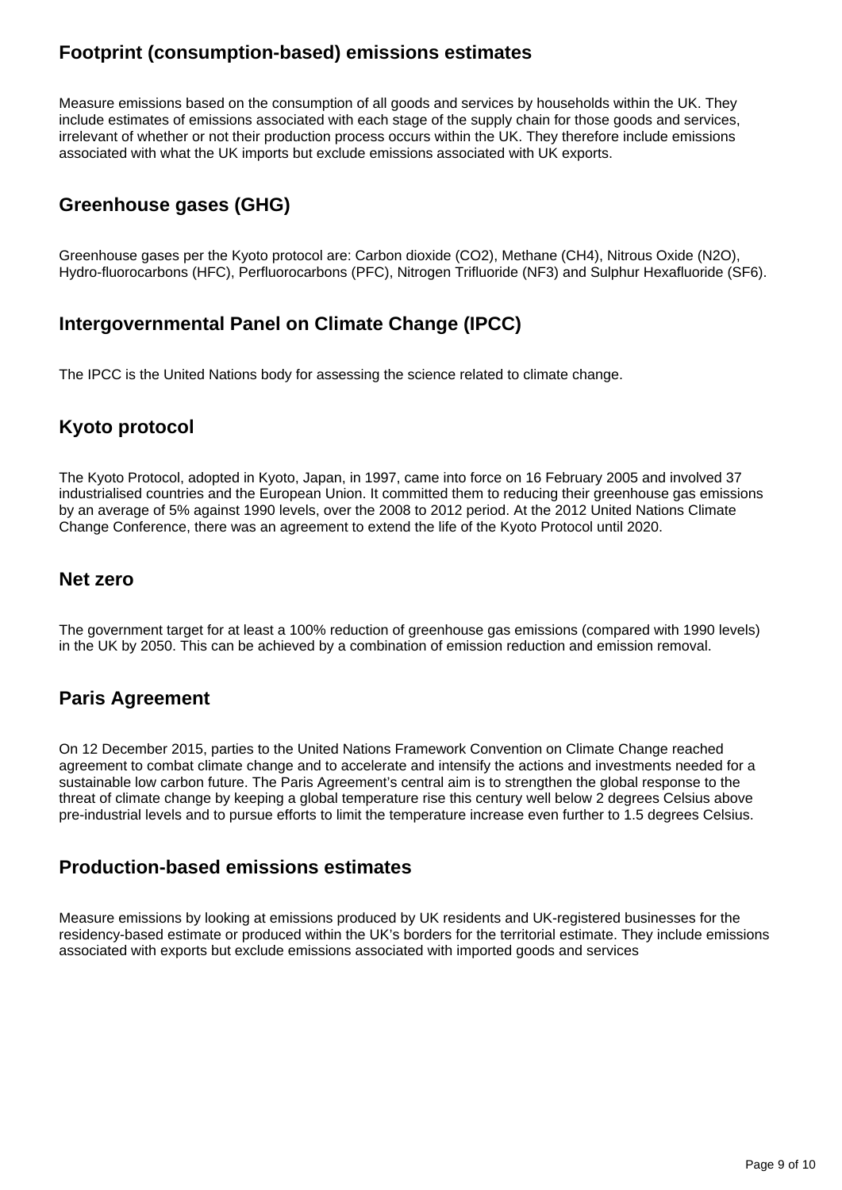### Footprint (consumption-based) emissions estimates

Measure emissions based on the consumption of all goods and services by households within the UK. They include estimates of emissions associated with each stage of the supply chain for those goods and services, irrelevant of whether or not their production process occurs within the UK. They therefore include emissions associated with what the UK imports but exclude emissions associated with UK exports.

### Greenhouse gases (GHG)

Greenhouse gases per the Kyoto protocol are: Carbon dioxide ($CO_2$), Methane ($CH_4$), Nitrous Oxide ($N_2O$), Hydro-fluorocarbons (HFC), Perfluorocarbons (PFC), Nitrogen Trifluoride ($NF_3$) and Sulphur Hexafluoride ($SF_6$).

### Intergovernmental Panel on Climate Change (IPCC)

The IPCC is the United Nations body for assessing the science related to climate change.

### Kyoto protocol

The Kyoto Protocol, adopted in Kyoto, Japan, in 1997, came into force on 16 February 2005 and involved 37 industrialised countries and the European Union. It committed them to reducing their greenhouse gas emissions by an average of 5% against 1990 levels, over the 2008 to 2012 period. At the 2012 United Nations Climate Change Conference, there was an agreement to extend the life of the Kyoto Protocol until 2020.

### Net zero

The government target for at least a 100% reduction of greenhouse gas emissions (compared with 1990 levels) in the UK by 2050. This can be achieved by a combination of emission reduction and emission removal.

### Paris Agreement

On 12 December 2015, parties to the United Nations Framework Convention on Climate Change reached agreement to combat climate change and to accelerate and intensify the actions and investments needed for a sustainable low carbon future. The Paris Agreement's central aim is to strengthen the global response to the threat of climate change by keeping a global temperature rise this century well below 2 degrees Celsius above pre-industrial levels and to pursue efforts to limit the temperature increase even further to 1.5 degrees Celsius.

### Production-based emissions estimates

Measure emissions by looking at emissions produced by UK residents and UK-registered businesses for the residency-based estimate or produced within the UK's borders for the territorial estimate. They include emissions associated with exports but exclude emissions associated with imported goods and services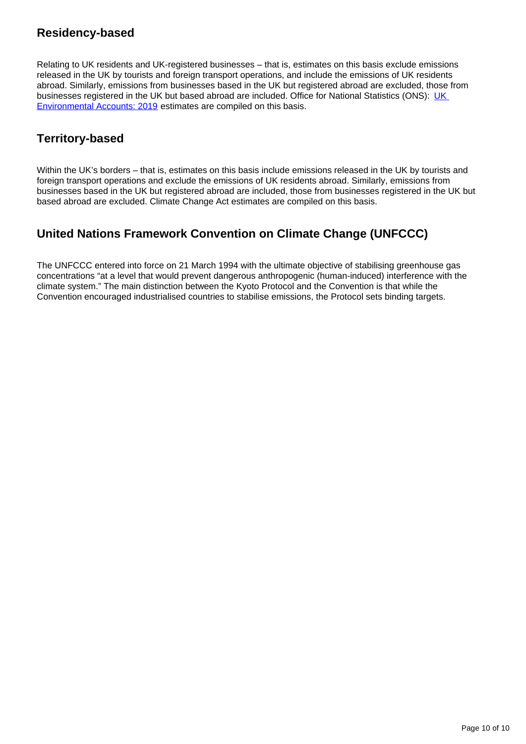### Residency-based

Relating to UK residents and UK-registered businesses – that is, estimates on this basis exclude emissions released in the UK by tourists and foreign transport operations, and include the emissions of UK residents abroad. Similarly, emissions from businesses based in the UK but registered abroad are excluded, those from businesses registered in the UK but based abroad are included. Office for National Statistics (ONS): [UK Environmental Accounts: 2019] estimates are compiled on this basis.

### Territory-based

Within the UK's borders – that is, estimates on this basis include emissions released in the UK by tourists and foreign transport operations and exclude the emissions of UK residents abroad. Similarly, emissions from businesses based in the UK but registered abroad are included, those from businesses registered in the UK but based abroad are excluded. Climate Change Act estimates are compiled on this basis.

### United Nations Framework Convention on Climate Change (UNFCCC)

The UNFCCC entered into force on 21 March 1994 with the ultimate objective of stabilising greenhouse gas concentrations "at a level that would prevent dangerous anthropogenic (human-induced) interference with the climate system." The main distinction between the Kyoto Protocol and the Convention is that while the Convention encouraged industrialised countries to stabilise emissions, the Protocol sets binding targets.